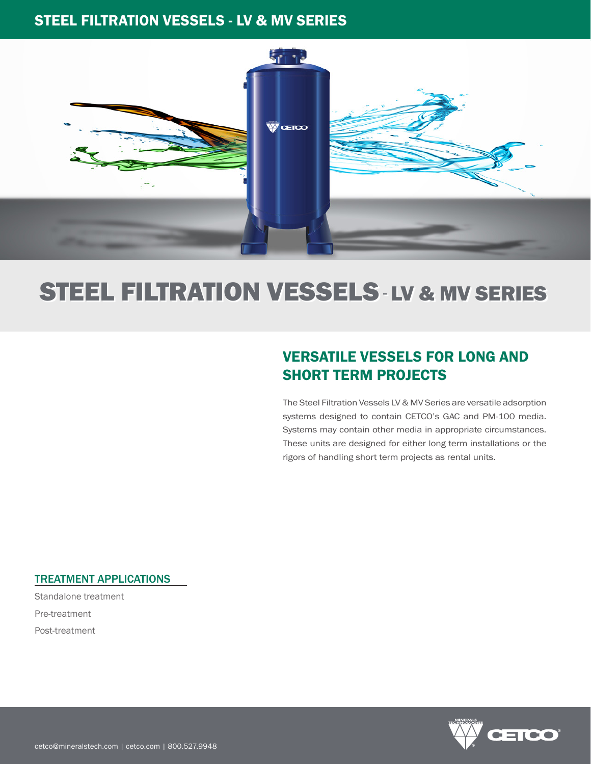# STEEL FILTRATION VESSELS - LV & MV SERIES

## VERSATILE VESSELS FOR LONG AND SHORT TERM PROJECTS

The Steel Filtration Vessels LV & MV Series are versatile adsorption systems designed to contain CETCO's GAC and PM-100 media. Systems may contain other media in appropriate circumstances. These units are designed for either long term installations or the rigors of handling short term projects as rental units.

### TREATMENT APPLICATIONS

Standalone treatment

Pre-treatment

Post-treatment

cetco@mineralstech.com | cetco.com | 800.527.9948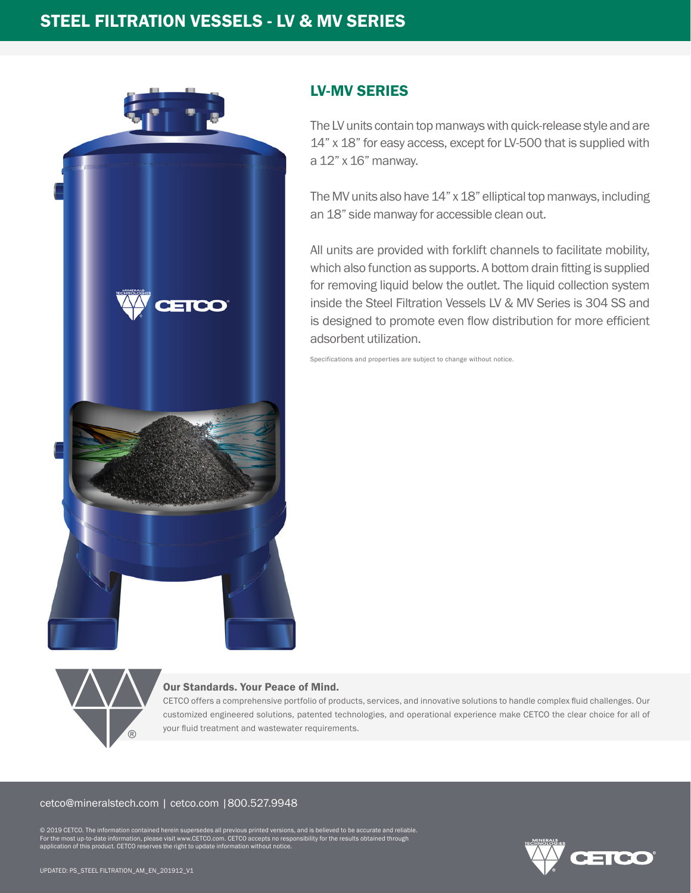# STEEL FILTRATION VESSELS - LV & MV SERIES

## LV-MV SERIES

The LV units contain top manways with quick-release style and are 14" x 18" for easy access, except for LV-500 that is supplied with a 12" x 16" manway.

The MV units also have 14" x 18" elliptical top manways, including an 18" side manway for accessible clean out.

All units are provided with forklift channels to facilitate mobility, which also function as supports. A bottom drain fitting is supplied for removing liquid below the outlet. The liquid collection system inside the Steel Filtration Vessels LV & MV Series is 304 SS and is designed to promote even flow distribution for more efficient adsorbent utilization.

Specifications and properties are subject to change without notice.

**Our Standards. Your Peace of Mind.**

CETCO offers a comprehensive portfolio of products, services, and innovative solutions to handle complex fluid challenges. Our customized engineered solutions, patented technologies, and operational experience make CETCO the clear choice for all of your fluid treatment and wastewater requirements.

cetco@mineralstech.com | cetco.com |800.527.9948

© 2019 CETCO. The information contained herein supersedes all previous printed versions, and is believed to be accurate and reliable. For the most up-to-date information, please visit www.CETCO.com. CETCO accepts no responsibility for the results obtained through application of this product. CETCO reserves the right to update information without notice.

UPDATED: PS_STEEL FILTRATION_AM_EN_201912_V1